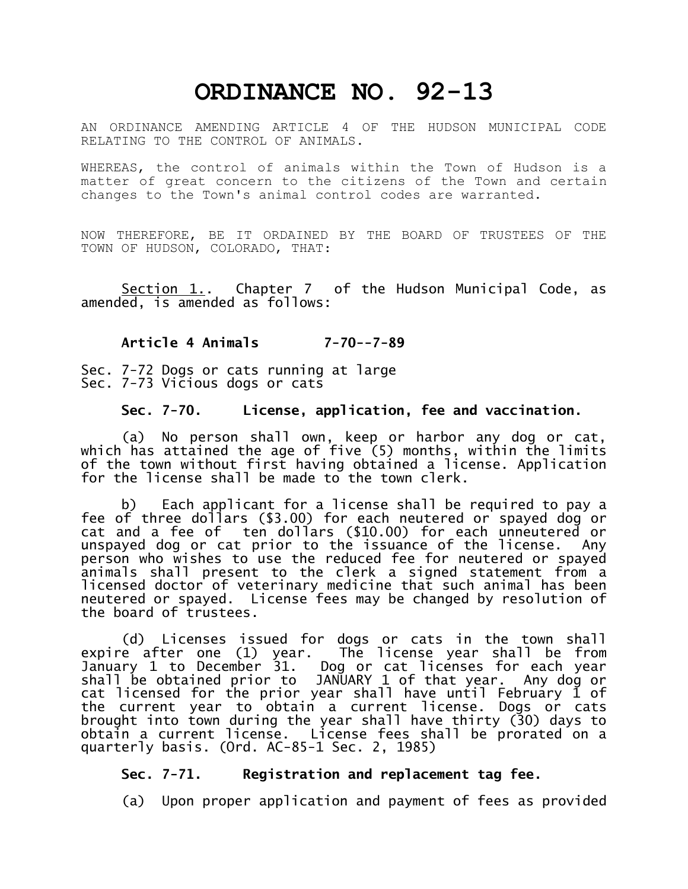# ORDINANCE NO. 92-13

AN ORDINANCE AMENDING ARTICLE 4 OF THE HUDSON MUNICIPAL CODE RELATING TO THE CONTROL OF ANIMALS.

WHEREAS, the control of animals within the Town of Hudson is a matter of great concern to the citizens of the Town and certain changes to the Town's animal control codes are warranted.

NOW THEREFORE, BE IT ORDAINED BY THE BOARD OF TRUSTEES OF THE TOWN OF HUDSON, COLORADO, THAT:

Section 1.. Chapter 7 of the Hudson Municipal Code, as amended, is amended as follows:

**Article 4 Animals 7-70--7-89**

Sec. 7-72 Dogs or cats running at large
Sec. 7-73 Vicious dogs or cats

**Sec. 7-70. License, application, fee and vaccination.**

(a) No person shall own, keep or harbor any dog or cat, which has attained the age of five (5) months, within the limits of the town without first having obtained a license. Application for the license shall be made to the town clerk.

b) Each applicant for a license shall be required to pay a fee of three dollars ($3.00) for each neutered or spayed dog or cat and a fee of ten dollars ($10.00) for each unneutered or unspayed dog or cat prior to the issuance of the license. Any person who wishes to use the reduced fee for neutered or spayed animals shall present to the clerk a signed statement from a licensed doctor of veterinary medicine that such animal has been neutered or spayed. License fees may be changed by resolution of the board of trustees.

(d) Licenses issued for dogs or cats in the town shall expire after one (1) year. The license year shall be from January 1 to December 31. Dog or cat licenses for each year shall be obtained prior to JANUARY 1 of that year. Any dog or cat licensed for the prior year shall have until February 1 of the current year to obtain a current license. Dogs or cats brought into town during the year shall have thirty (30) days to obtain a current license. License fees shall be prorated on a quarterly basis. (Ord. AC-85-1 Sec. 2, 1985)

**Sec. 7-71. Registration and replacement tag fee.**

(a) Upon proper application and payment of fees as provided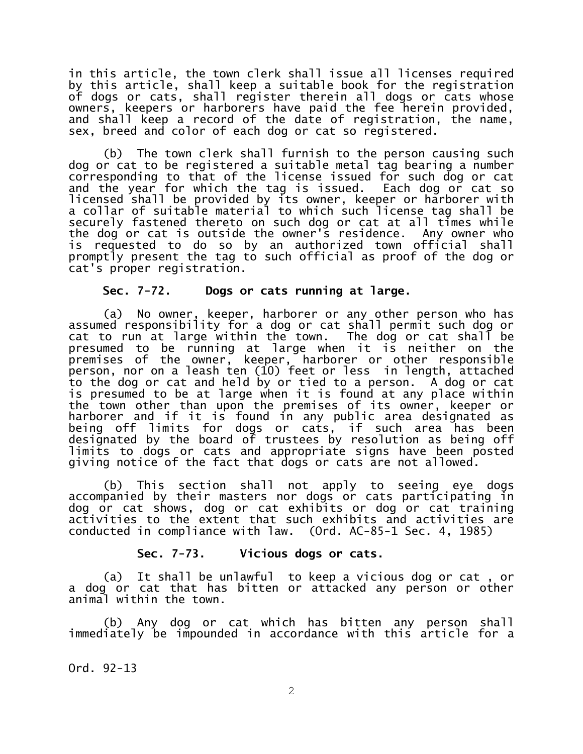in this article, the town clerk shall issue all licenses required by this article, shall keep a suitable book for the registration of dogs or cats, shall register therein all dogs or cats whose owners, keepers or harborers have paid the fee herein provided, and shall keep a record of the date of registration, the name, sex, breed and color of each dog or cat so registered.

(b) The town clerk shall furnish to the person causing such dog or cat to be registered a suitable metal tag bearing a number corresponding to that of the license issued for such dog or cat and the year for which the tag is issued. Each dog or cat so licensed shall be provided by its owner, keeper or harborer with a collar of suitable material to which such license tag shall be securely fastened thereto on such dog or cat at all times while the dog or cat is outside the owner's residence. Any owner who is requested to do so by an authorized town official shall promptly present the tag to such official as proof of the dog or cat's proper registration.

**Sec. 7-72. Dogs or cats running at large.**

(a) No owner, keeper, harborer or any other person who has assumed responsibility for a dog or cat shall permit such dog or cat to run at large within the town. The dog or cat shall be presumed to be running at large when it is neither on the premises of the owner, keeper, harborer or other responsible person, nor on a leash ten (10) feet or less in length, attached to the dog or cat and held by or tied to a person. A dog or cat is presumed to be at large when it is found at any place within the town other than upon the premises of its owner, keeper or harborer and if it is found in any public area designated as being off limits for dogs or cats, if such area has been designated by the board of trustees by resolution as being off limits to dogs or cats and appropriate signs have been posted giving notice of the fact that dogs or cats are not allowed.

(b) This section shall not apply to seeing eye dogs accompanied by their masters nor dogs or cats participating in dog or cat shows, dog or cat exhibits or dog or cat training activities to the extent that such exhibits and activities are conducted in compliance with law. (Ord. AC-85-1 Sec. 4, 1985)

**Sec. 7-73. Vicious dogs or cats.**

(a) It shall be unlawful to keep a vicious dog or cat , or a dog or cat that has bitten or attacked any person or other animal within the town.

(b) Any dog or cat which has bitten any person shall immediately be impounded in accordance with this article for a

Ord. 92-13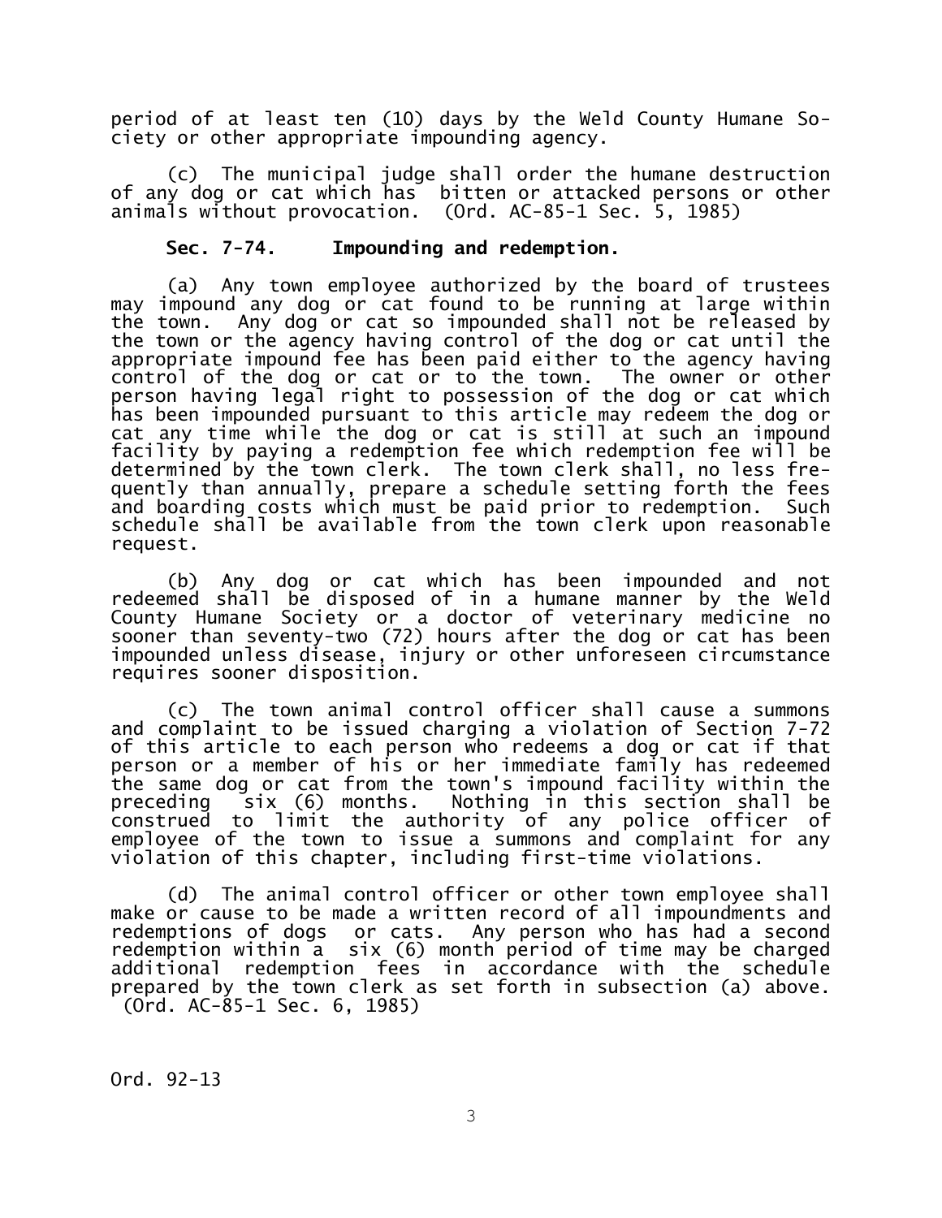period of at least ten (10) days by the Weld County Humane Society or other appropriate impounding agency.

(c) The municipal judge shall order the humane destruction of any dog or cat which has bitten or attacked persons or other animals without provocation. (Ord. AC-85-1 Sec. 5, 1985)

**Sec. 7-74. Impounding and redemption.**

(a) Any town employee authorized by the board of trustees may impound any dog or cat found to be running at large within the town. Any dog or cat so impounded shall not be released by the town or the agency having control of the dog or cat until the appropriate impound fee has been paid either to the agency having control of the dog or cat or to the town. The owner or other person having legal right to possession of the dog or cat which has been impounded pursuant to this article may redeem the dog or cat any time while the dog or cat is still at such an impound facility by paying a redemption fee which redemption fee will be determined by the town clerk. The town clerk shall, no less frequently than annually, prepare a schedule setting forth the fees and boarding costs which must be paid prior to redemption. Such schedule shall be available from the town clerk upon reasonable request.

(b) Any dog or cat which has been impounded and not redeemed shall be disposed of in a humane manner by the Weld County Humane Society or a doctor of veterinary medicine no sooner than seventy-two (72) hours after the dog or cat has been impounded unless disease, injury or other unforeseen circumstance requires sooner disposition.

(c) The town animal control officer shall cause a summons and complaint to be issued charging a violation of Section 7-72 of this article to each person who redeems a dog or cat if that person or a member of his or her immediate family has redeemed the same dog or cat from the town's impound facility within the preceding six (6) months. Nothing in this section shall be construed to limit the authority of any police officer of employee of the town to issue a summons and complaint for any violation of this chapter, including first-time violations.

(d) The animal control officer or other town employee shall make or cause to be made a written record of all impoundments and redemptions of dogs or cats. Any person who has had a second redemption within a six (6) month period of time may be charged additional redemption fees in accordance with the schedule prepared by the town clerk as set forth in subsection (a) above. (Ord. AC-85-1 Sec. 6, 1985)

Ord. 92-13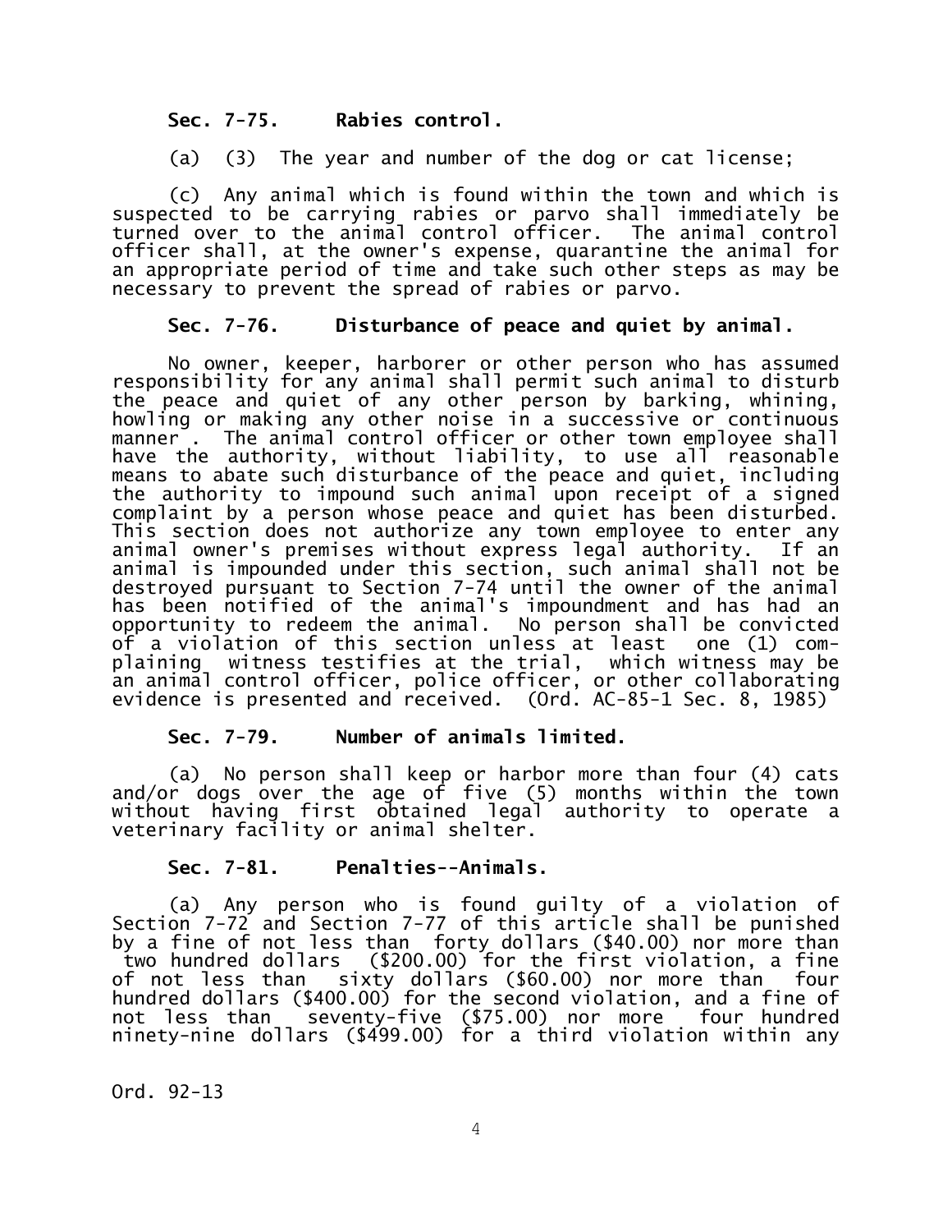**Sec. 7-75. Rabies control.**

(a) (3) The year and number of the dog or cat license;

(c) Any animal which is found within the town and which is suspected to be carrying rabies or parvo shall immediately be turned over to the animal control officer. The animal control officer shall, at the owner's expense, quarantine the animal for an appropriate period of time and take such other steps as may be necessary to prevent the spread of rabies or parvo.

**Sec. 7-76. Disturbance of peace and quiet by animal.**

No owner, keeper, harborer or other person who has assumed responsibility for any animal shall permit such animal to disturb the peace and quiet of any other person by barking, whining, howling or making any other noise in a successive or continuous manner . The animal control officer or other town employee shall have the authority, without liability, to use all reasonable means to abate such disturbance of the peace and quiet, including the authority to impound such animal upon receipt of a signed complaint by a person whose peace and quiet has been disturbed. This section does not authorize any town employee to enter any animal owner's premises without express legal authority. If an animal is impounded under this section, such animal shall not be destroyed pursuant to Section 7-74 until the owner of the animal has been notified of the animal's impoundment and has had an opportunity to redeem the animal. No person shall be convicted of a violation of this section unless at least one (1) complaining witness testifies at the trial, which witness may be an animal control officer, police officer, or other collaborating evidence is presented and received. (Ord. AC-85-1 Sec. 8, 1985)

**Sec. 7-79. Number of animals limited.**

(a) No person shall keep or harbor more than four (4) cats and/or dogs over the age of five (5) months within the town without having first obtained legal authority to operate a veterinary facility or animal shelter.

**Sec. 7-81. Penalties--Animals.**

(a) Any person who is found guilty of a violation of Section 7-72 and Section 7-77 of this article shall be punished by a fine of not less than forty dollars ($40.00) nor more than two hundred dollars ($200.00) for the first violation, a fine of not less than sixty dollars ($60.00) nor more than four hundred dollars ($400.00) for the second violation, and a fine of not less than seventy-five ($75.00) nor more four hundred ninety-nine dollars ($499.00) for a third violation within any

Ord. 92-13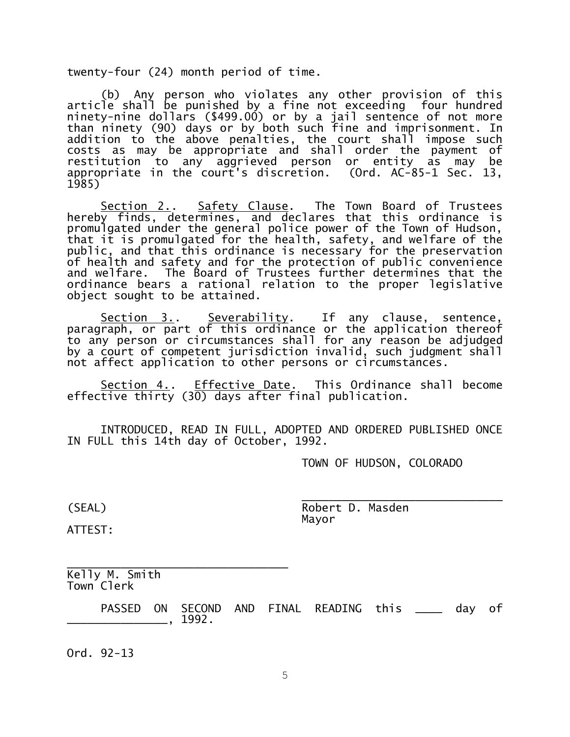twenty-four (24) month period of time.

(b) Any person who violates any other provision of this article shall be punished by a fine not exceeding four hundred ninety-nine dollars ($499.00) or by a jail sentence of not more than ninety (90) days or by both such fine and imprisonment. In addition to the above penalties, the court shall impose such costs as may be appropriate and shall order the payment of restitution to any aggrieved person or entity as may be appropriate in the court's discretion. (Ord. AC-85-1 Sec. 13, 1985)

<u>Section 2.</u>. <u>Safety Clause</u>. The Town Board of Trustees hereby finds, determines, and declares that this ordinance is promulgated under the general police power of the Town of Hudson, that it is promulgated for the health, safety, and welfare of the public, and that this ordinance is necessary for the preservation of health and safety and for the protection of public convenience and welfare. The Board of Trustees further determines that the ordinance bears a rational relation to the proper legislative object sought to be attained.

<u>Section 3.</u>. <u>Severability</u>. If any clause, sentence, paragraph, or part of this ordinance or the application thereof to any person or circumstances shall for any reason be adjudged by a court of competent jurisdiction invalid, such judgment shall not affect application to other persons or circumstances.

<u>Section 4.</u>. <u>Effective Date</u>. This Ordinance shall become effective thirty (30) days after final publication.

INTRODUCED, READ IN FULL, ADOPTED AND ORDERED PUBLISHED ONCE IN FULL this 14th day of October, 1992.

TOWN OF HUDSON, COLORADO

______________________________
Robert D. Masden
Mayor

(SEAL)

ATTEST:

______________________________
Kelly M. Smith
Town Clerk

PASSED ON SECOND AND FINAL READING this ____ day of ______________, 1992.

Ord. 92-13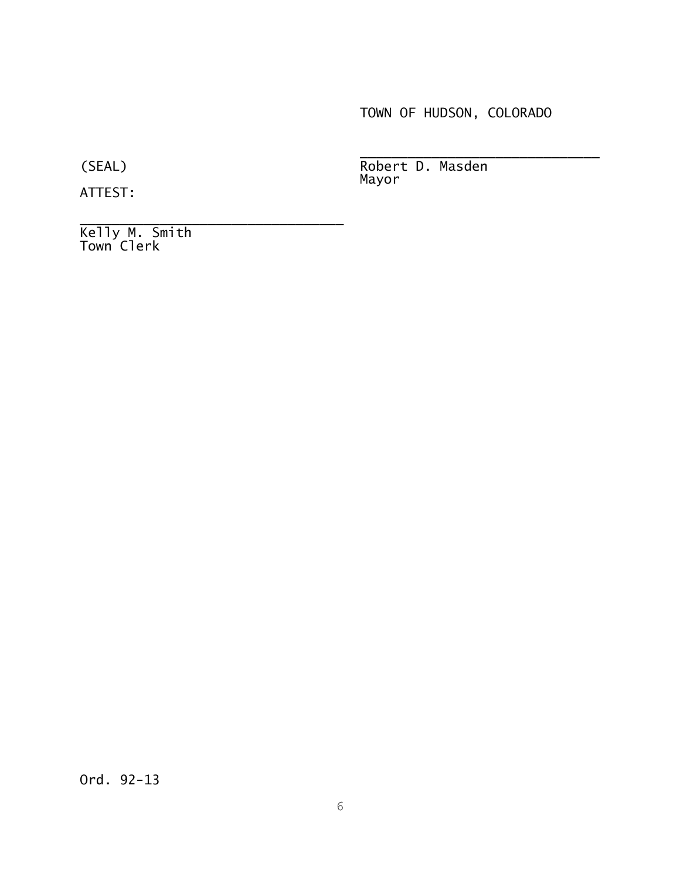TOWN OF HUDSON, COLORADO

_______________________________

Robert D. Masden
Mayor

(SEAL)

ATTEST:

_______________________________

Kelly M. Smith
Town Clerk

Ord. 92-13